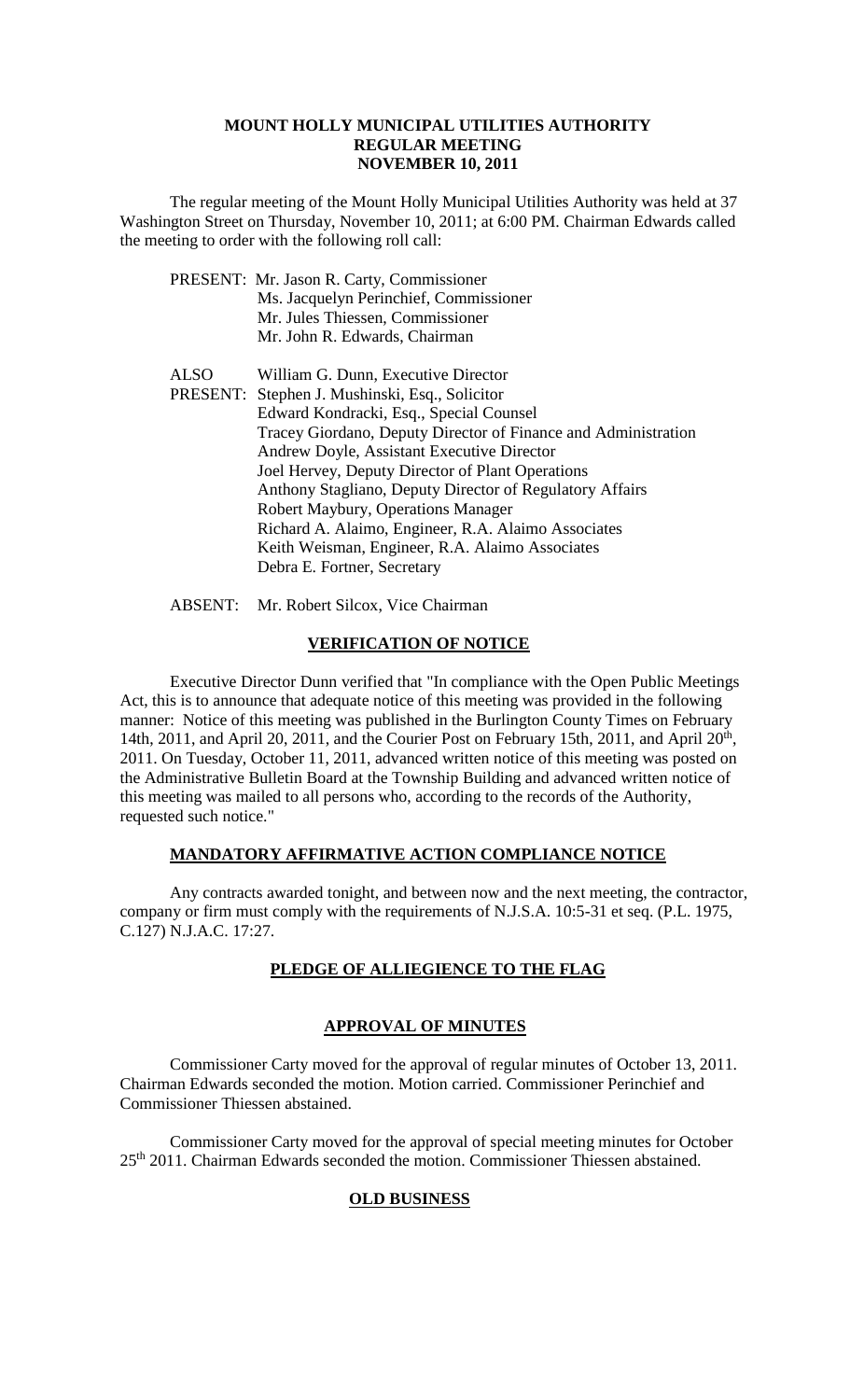# MOUNT HOLLY MUNICIPAL UTILITIES AUTHORITY
# REGULAR MEETING
# NOVEMBER 10, 2011

The regular meeting of the Mount Holly Municipal Utilities Authority was held at 37 Washington Street on Thursday, November 10, 2011; at 6:00 PM. Chairman Edwards called the meeting to order with the following roll call:

PRESENT: Mr. Jason R. Carty, Commissioner
Ms. Jacquelyn Perinchief, Commissioner
Mr. Jules Thiessen, Commissioner
Mr. John R. Edwards, Chairman

ALSO PRESENT: William G. Dunn, Executive Director
Stephen J. Mushinski, Esq., Solicitor
Edward Kondracki, Esq., Special Counsel
Tracey Giordano, Deputy Director of Finance and Administration
Andrew Doyle, Assistant Executive Director
Joel Hervey, Deputy Director of Plant Operations
Anthony Stagliano, Deputy Director of Regulatory Affairs
Robert Maybury, Operations Manager
Richard A. Alaimo, Engineer, R.A. Alaimo Associates
Keith Weisman, Engineer, R.A. Alaimo Associates
Debra E. Fortner, Secretary

ABSENT: Mr. Robert Silcox, Vice Chairman

## VERIFICATION OF NOTICE

Executive Director Dunn verified that "In compliance with the Open Public Meetings Act, this is to announce that adequate notice of this meeting was provided in the following manner: Notice of this meeting was published in the Burlington County Times on February 14th, 2011, and April 20, 2011, and the Courier Post on February 15th, 2011, and April 20th, 2011. On Tuesday, October 11, 2011, advanced written notice of this meeting was posted on the Administrative Bulletin Board at the Township Building and advanced written notice of this meeting was mailed to all persons who, according to the records of the Authority, requested such notice."

## MANDATORY AFFIRMATIVE ACTION COMPLIANCE NOTICE

Any contracts awarded tonight, and between now and the next meeting, the contractor, company or firm must comply with the requirements of N.J.S.A. 10:5-31 et seq. (P.L. 1975, C.127) N.J.A.C. 17:27.

## PLEDGE OF ALLIEGIENCE TO THE FLAG

## APPROVAL OF MINUTES

Commissioner Carty moved for the approval of regular minutes of October 13, 2011. Chairman Edwards seconded the motion. Motion carried. Commissioner Perinchief and Commissioner Thiessen abstained.

Commissioner Carty moved for the approval of special meeting minutes for October 25th 2011. Chairman Edwards seconded the motion. Commissioner Thiessen abstained.

## OLD BUSINESS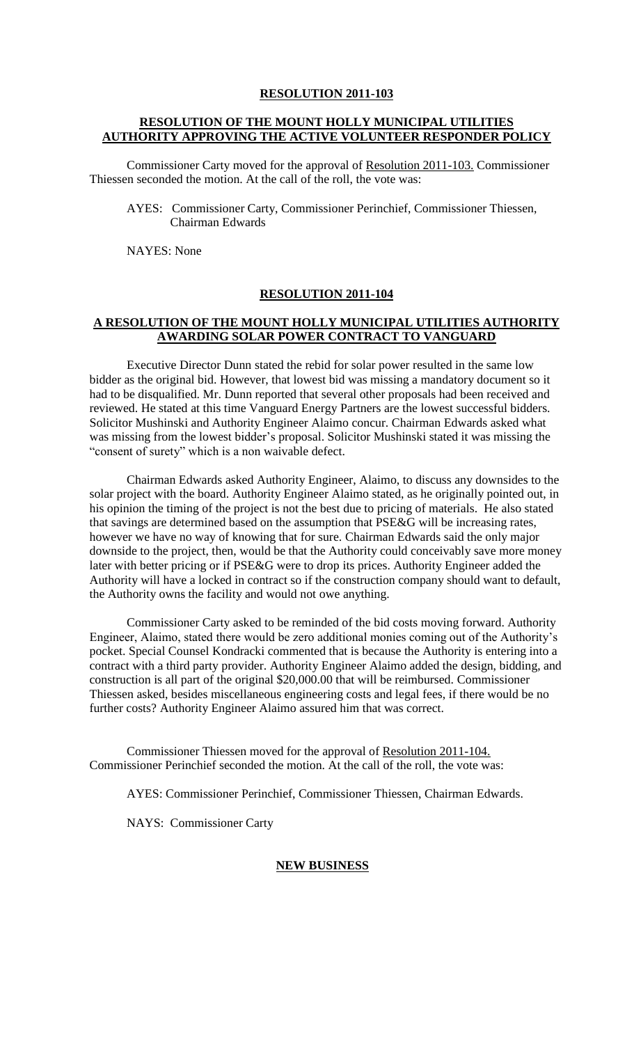**RESOLUTION 2011-103**

**RESOLUTION OF THE MOUNT HOLLY MUNICIPAL UTILITIES AUTHORITY APPROVING THE ACTIVE VOLUNTEER RESPONDER POLICY**

Commissioner Carty moved for the approval of Resolution 2011-103. Commissioner Thiessen seconded the motion. At the call of the roll, the vote was:

AYES: Commissioner Carty, Commissioner Perinchief, Commissioner Thiessen, Chairman Edwards

NAYES: None

**RESOLUTION 2011-104**

**A RESOLUTION OF THE MOUNT HOLLY MUNICIPAL UTILITIES AUTHORITY AWARDING SOLAR POWER CONTRACT TO VANGUARD**

Executive Director Dunn stated the rebid for solar power resulted in the same low bidder as the original bid. However, that lowest bid was missing a mandatory document so it had to be disqualified. Mr. Dunn reported that several other proposals had been received and reviewed. He stated at this time Vanguard Energy Partners are the lowest successful bidders. Solicitor Mushinski and Authority Engineer Alaimo concur. Chairman Edwards asked what was missing from the lowest bidder's proposal. Solicitor Mushinski stated it was missing the "consent of surety" which is a non waivable defect.

Chairman Edwards asked Authority Engineer, Alaimo, to discuss any downsides to the solar project with the board. Authority Engineer Alaimo stated, as he originally pointed out, in his opinion the timing of the project is not the best due to pricing of materials. He also stated that savings are determined based on the assumption that PSE&G will be increasing rates, however we have no way of knowing that for sure. Chairman Edwards said the only major downside to the project, then, would be that the Authority could conceivably save more money later with better pricing or if PSE&G were to drop its prices. Authority Engineer added the Authority will have a locked in contract so if the construction company should want to default, the Authority owns the facility and would not owe anything.

Commissioner Carty asked to be reminded of the bid costs moving forward. Authority Engineer, Alaimo, stated there would be zero additional monies coming out of the Authority's pocket. Special Counsel Kondracki commented that is because the Authority is entering into a contract with a third party provider. Authority Engineer Alaimo added the design, bidding, and construction is all part of the original $20,000.00 that will be reimbursed. Commissioner Thiessen asked, besides miscellaneous engineering costs and legal fees, if there would be no further costs? Authority Engineer Alaimo assured him that was correct.

Commissioner Thiessen moved for the approval of Resolution 2011-104. Commissioner Perinchief seconded the motion. At the call of the roll, the vote was:

AYES: Commissioner Perinchief, Commissioner Thiessen, Chairman Edwards.

NAYS: Commissioner Carty

**NEW BUSINESS**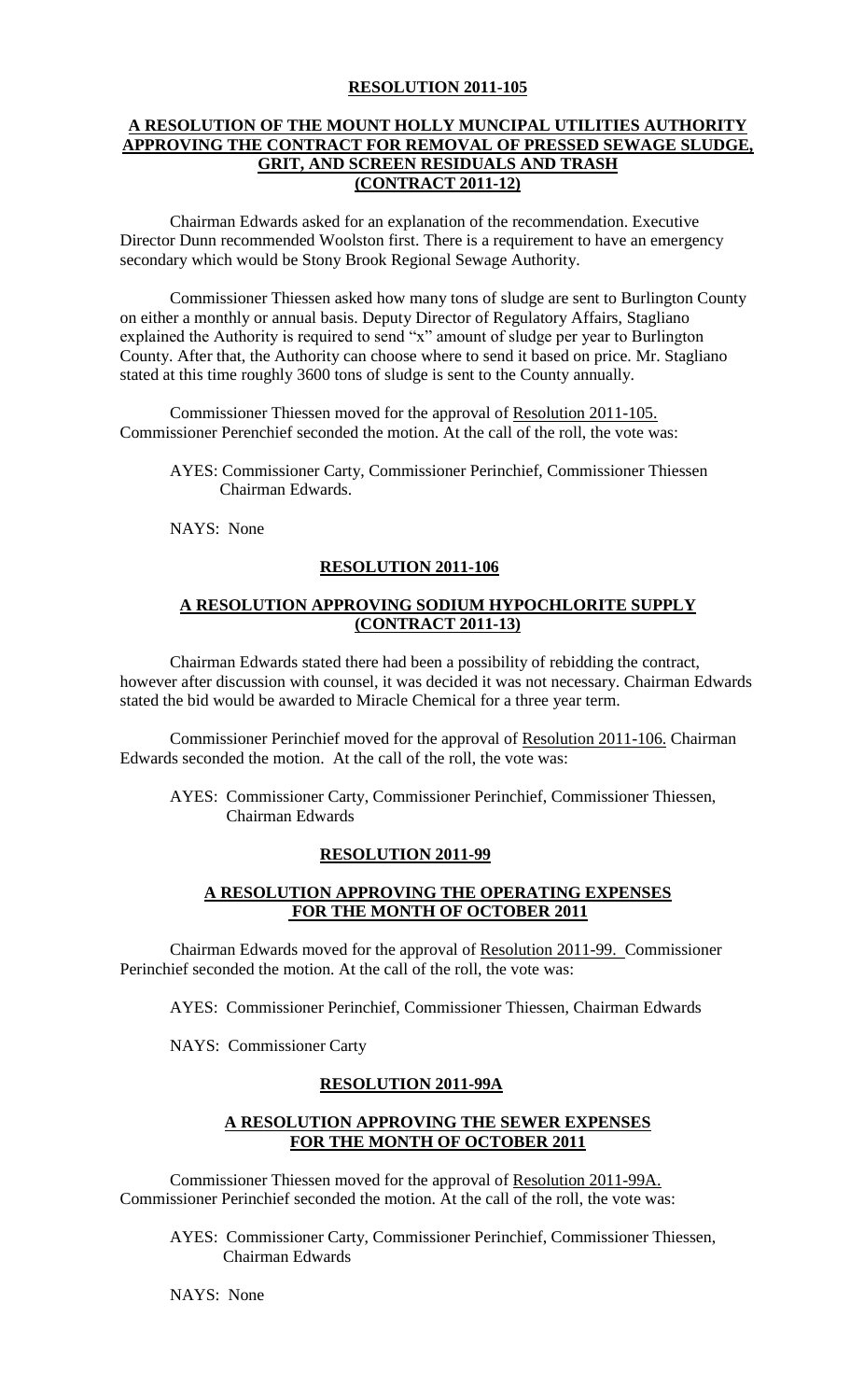**RESOLUTION 2011-105**

**A RESOLUTION OF THE MOUNT HOLLY MUNCIPAL UTILITIES AUTHORITY APPROVING THE CONTRACT FOR REMOVAL OF PRESSED SEWAGE SLUDGE, GRIT, AND SCREEN RESIDUALS AND TRASH (CONTRACT 2011-12)**

Chairman Edwards asked for an explanation of the recommendation. Executive Director Dunn recommended Woolston first. There is a requirement to have an emergency secondary which would be Stony Brook Regional Sewage Authority.

Commissioner Thiessen asked how many tons of sludge are sent to Burlington County on either a monthly or annual basis. Deputy Director of Regulatory Affairs, Stagliano explained the Authority is required to send "x" amount of sludge per year to Burlington County. After that, the Authority can choose where to send it based on price. Mr. Stagliano stated at this time roughly 3600 tons of sludge is sent to the County annually.

Commissioner Thiessen moved for the approval of Resolution 2011-105. Commissioner Perenchief seconded the motion. At the call of the roll, the vote was:

AYES: Commissioner Carty, Commissioner Perinchief, Commissioner Thiessen Chairman Edwards.

NAYS: None

**RESOLUTION 2011-106**

**A RESOLUTION APPROVING SODIUM HYPOCHLORITE SUPPLY (CONTRACT 2011-13)**

Chairman Edwards stated there had been a possibility of rebidding the contract, however after discussion with counsel, it was decided it was not necessary. Chairman Edwards stated the bid would be awarded to Miracle Chemical for a three year term.

Commissioner Perinchief moved for the approval of Resolution 2011-106. Chairman Edwards seconded the motion. At the call of the roll, the vote was:

AYES: Commissioner Carty, Commissioner Perinchief, Commissioner Thiessen, Chairman Edwards

**RESOLUTION 2011-99**

**A RESOLUTION APPROVING THE OPERATING EXPENSES FOR THE MONTH OF OCTOBER 2011**

Chairman Edwards moved for the approval of Resolution 2011-99. Commissioner Perinchief seconded the motion. At the call of the roll, the vote was:

AYES: Commissioner Perinchief, Commissioner Thiessen, Chairman Edwards

NAYS: Commissioner Carty

**RESOLUTION 2011-99A**

**A RESOLUTION APPROVING THE SEWER EXPENSES FOR THE MONTH OF OCTOBER 2011**

Commissioner Thiessen moved for the approval of Resolution 2011-99A. Commissioner Perinchief seconded the motion. At the call of the roll, the vote was:

AYES: Commissioner Carty, Commissioner Perinchief, Commissioner Thiessen, Chairman Edwards

NAYS: None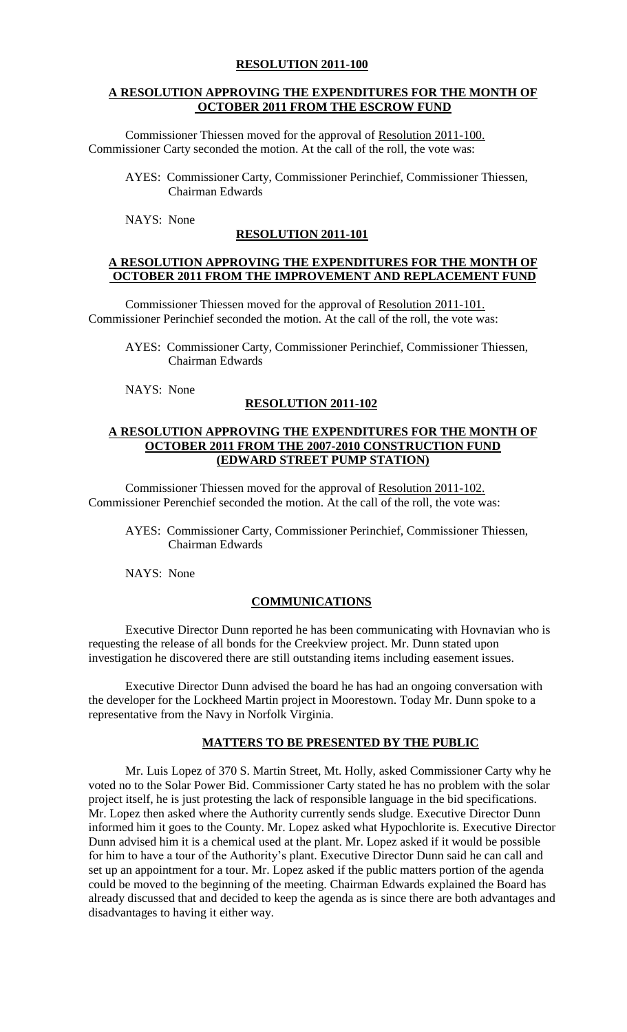## RESOLUTION 2011-100

## A RESOLUTION APPROVING THE EXPENDITURES FOR THE MONTH OF OCTOBER 2011 FROM THE ESCROW FUND

Commissioner Thiessen moved for the approval of Resolution 2011-100. Commissioner Carty seconded the motion. At the call of the roll, the vote was:

AYES: Commissioner Carty, Commissioner Perinchief, Commissioner Thiessen, Chairman Edwards

NAYS: None

## RESOLUTION 2011-101

## A RESOLUTION APPROVING THE EXPENDITURES FOR THE MONTH OF OCTOBER 2011 FROM THE IMPROVEMENT AND REPLACEMENT FUND

Commissioner Thiessen moved for the approval of Resolution 2011-101. Commissioner Perinchief seconded the motion. At the call of the roll, the vote was:

AYES: Commissioner Carty, Commissioner Perinchief, Commissioner Thiessen, Chairman Edwards

NAYS: None

## RESOLUTION 2011-102

## A RESOLUTION APPROVING THE EXPENDITURES FOR THE MONTH OF OCTOBER 2011 FROM THE 2007-2010 CONSTRUCTION FUND (EDWARD STREET PUMP STATION)

Commissioner Thiessen moved for the approval of Resolution 2011-102. Commissioner Perenchief seconded the motion. At the call of the roll, the vote was:

AYES: Commissioner Carty, Commissioner Perinchief, Commissioner Thiessen, Chairman Edwards

NAYS: None

## COMMUNICATIONS

Executive Director Dunn reported he has been communicating with Hovnavian who is requesting the release of all bonds for the Creekview project. Mr. Dunn stated upon investigation he discovered there are still outstanding items including easement issues.

Executive Director Dunn advised the board he has had an ongoing conversation with the developer for the Lockheed Martin project in Moorestown. Today Mr. Dunn spoke to a representative from the Navy in Norfolk Virginia.

## MATTERS TO BE PRESENTED BY THE PUBLIC

Mr. Luis Lopez of 370 S. Martin Street, Mt. Holly, asked Commissioner Carty why he voted no to the Solar Power Bid. Commissioner Carty stated he has no problem with the solar project itself, he is just protesting the lack of responsible language in the bid specifications. Mr. Lopez then asked where the Authority currently sends sludge. Executive Director Dunn informed him it goes to the County. Mr. Lopez asked what Hypochlorite is. Executive Director Dunn advised him it is a chemical used at the plant. Mr. Lopez asked if it would be possible for him to have a tour of the Authority's plant. Executive Director Dunn said he can call and set up an appointment for a tour. Mr. Lopez asked if the public matters portion of the agenda could be moved to the beginning of the meeting. Chairman Edwards explained the Board has already discussed that and decided to keep the agenda as is since there are both advantages and disadvantages to having it either way.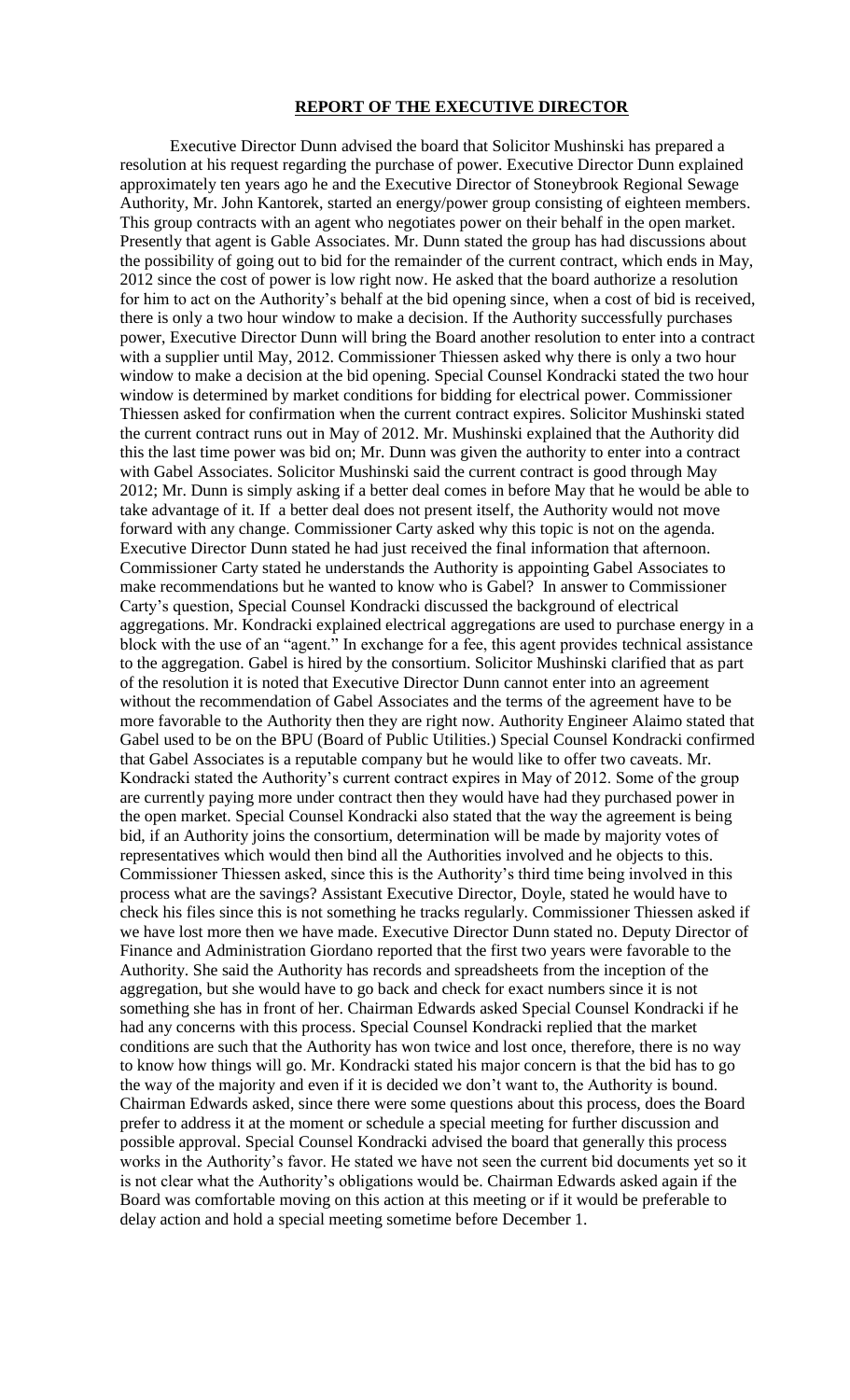## **REPORT OF THE EXECUTIVE DIRECTOR**

Executive Director Dunn advised the board that Solicitor Mushinski has prepared a resolution at his request regarding the purchase of power. Executive Director Dunn explained approximately ten years ago he and the Executive Director of Stoneybrook Regional Sewage Authority, Mr. John Kantorek, started an energy/power group consisting of eighteen members. This group contracts with an agent who negotiates power on their behalf in the open market. Presently that agent is Gable Associates. Mr. Dunn stated the group has had discussions about the possibility of going out to bid for the remainder of the current contract, which ends in May, 2012 since the cost of power is low right now. He asked that the board authorize a resolution for him to act on the Authority's behalf at the bid opening since, when a cost of bid is received, there is only a two hour window to make a decision. If the Authority successfully purchases power, Executive Director Dunn will bring the Board another resolution to enter into a contract with a supplier until May, 2012. Commissioner Thiessen asked why there is only a two hour window to make a decision at the bid opening. Special Counsel Kondracki stated the two hour window is determined by market conditions for bidding for electrical power. Commissioner Thiessen asked for confirmation when the current contract expires. Solicitor Mushinski stated the current contract runs out in May of 2012. Mr. Mushinski explained that the Authority did this the last time power was bid on; Mr. Dunn was given the authority to enter into a contract with Gabel Associates. Solicitor Mushinski said the current contract is good through May 2012; Mr. Dunn is simply asking if a better deal comes in before May that he would be able to take advantage of it. If a better deal does not present itself, the Authority would not move forward with any change. Commissioner Carty asked why this topic is not on the agenda. Executive Director Dunn stated he had just received the final information that afternoon. Commissioner Carty stated he understands the Authority is appointing Gabel Associates to make recommendations but he wanted to know who is Gabel? In answer to Commissioner Carty's question, Special Counsel Kondracki discussed the background of electrical aggregations. Mr. Kondracki explained electrical aggregations are used to purchase energy in a block with the use of an "agent." In exchange for a fee, this agent provides technical assistance to the aggregation. Gabel is hired by the consortium. Solicitor Mushinski clarified that as part of the resolution it is noted that Executive Director Dunn cannot enter into an agreement without the recommendation of Gabel Associates and the terms of the agreement have to be more favorable to the Authority then they are right now. Authority Engineer Alaimo stated that Gabel used to be on the BPU (Board of Public Utilities.) Special Counsel Kondracki confirmed that Gabel Associates is a reputable company but he would like to offer two caveats. Mr. Kondracki stated the Authority's current contract expires in May of 2012. Some of the group are currently paying more under contract then they would have had they purchased power in the open market. Special Counsel Kondracki also stated that the way the agreement is being bid, if an Authority joins the consortium, determination will be made by majority votes of representatives which would then bind all the Authorities involved and he objects to this. Commissioner Thiessen asked, since this is the Authority's third time being involved in this process what are the savings? Assistant Executive Director, Doyle, stated he would have to check his files since this is not something he tracks regularly. Commissioner Thiessen asked if we have lost more then we have made. Executive Director Dunn stated no. Deputy Director of Finance and Administration Giordano reported that the first two years were favorable to the Authority. She said the Authority has records and spreadsheets from the inception of the aggregation, but she would have to go back and check for exact numbers since it is not something she has in front of her. Chairman Edwards asked Special Counsel Kondracki if he had any concerns with this process. Special Counsel Kondracki replied that the market conditions are such that the Authority has won twice and lost once, therefore, there is no way to know how things will go. Mr. Kondracki stated his major concern is that the bid has to go the way of the majority and even if it is decided we don't want to, the Authority is bound. Chairman Edwards asked, since there were some questions about this process, does the Board prefer to address it at the moment or schedule a special meeting for further discussion and possible approval. Special Counsel Kondracki advised the board that generally this process works in the Authority's favor. He stated we have not seen the current bid documents yet so it is not clear what the Authority's obligations would be. Chairman Edwards asked again if the Board was comfortable moving on this action at this meeting or if it would be preferable to delay action and hold a special meeting sometime before December 1.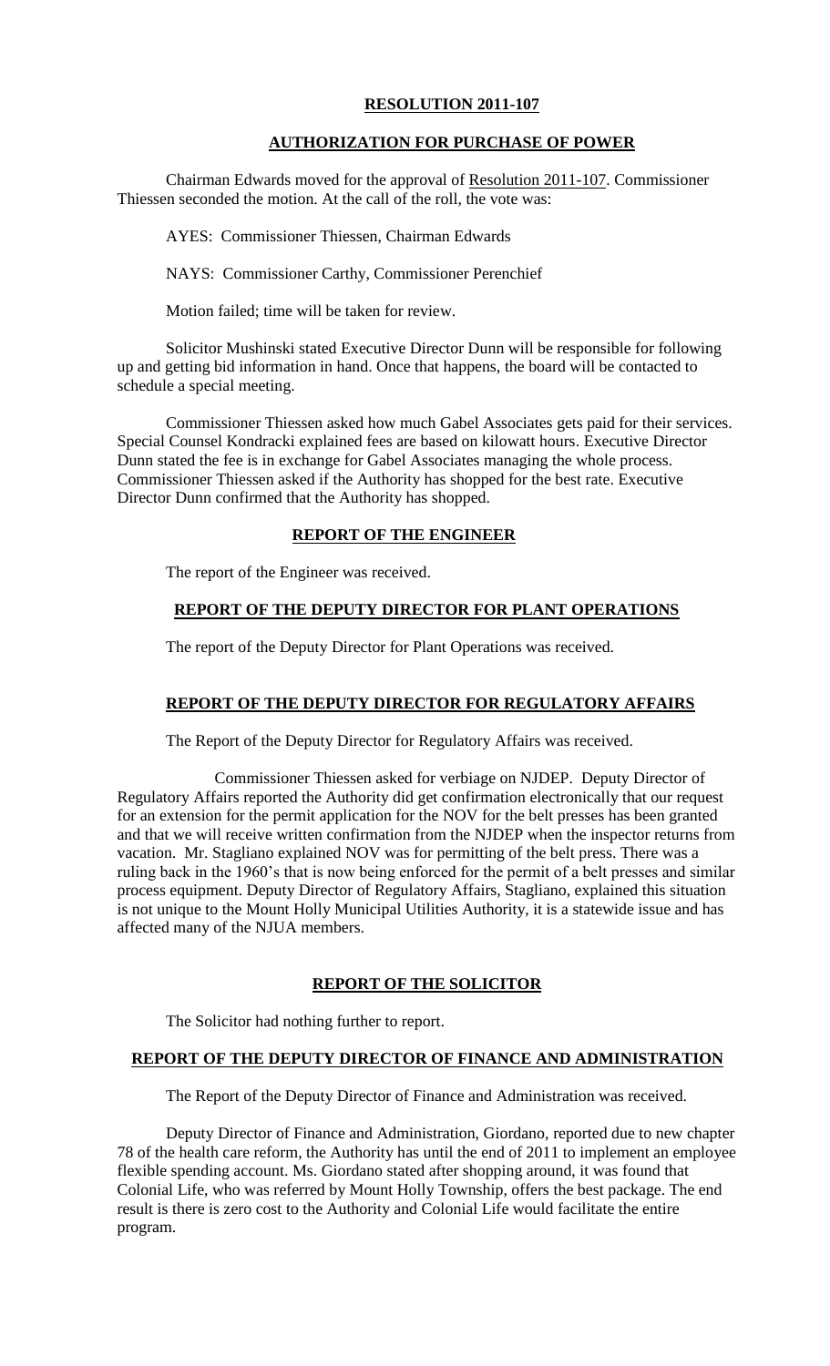## **RESOLUTION 2011-107**

## **AUTHORIZATION FOR PURCHASE OF POWER**

Chairman Edwards moved for the approval of Resolution 2011-107. Commissioner Thiessen seconded the motion. At the call of the roll, the vote was:

AYES: Commissioner Thiessen, Chairman Edwards

NAYS: Commissioner Carthy, Commissioner Perenchief

Motion failed; time will be taken for review.

Solicitor Mushinski stated Executive Director Dunn will be responsible for following up and getting bid information in hand. Once that happens, the board will be contacted to schedule a special meeting.

Commissioner Thiessen asked how much Gabel Associates gets paid for their services. Special Counsel Kondracki explained fees are based on kilowatt hours. Executive Director Dunn stated the fee is in exchange for Gabel Associates managing the whole process. Commissioner Thiessen asked if the Authority has shopped for the best rate. Executive Director Dunn confirmed that the Authority has shopped.

## **REPORT OF THE ENGINEER**

The report of the Engineer was received.

## **REPORT OF THE DEPUTY DIRECTOR FOR PLANT OPERATIONS**

The report of the Deputy Director for Plant Operations was received.

## **REPORT OF THE DEPUTY DIRECTOR FOR REGULATORY AFFAIRS**

The Report of the Deputy Director for Regulatory Affairs was received.

Commissioner Thiessen asked for verbiage on NJDEP. Deputy Director of Regulatory Affairs reported the Authority did get confirmation electronically that our request for an extension for the permit application for the NOV for the belt presses has been granted and that we will receive written confirmation from the NJDEP when the inspector returns from vacation. Mr. Stagliano explained NOV was for permitting of the belt press. There was a ruling back in the 1960's that is now being enforced for the permit of a belt presses and similar process equipment. Deputy Director of Regulatory Affairs, Stagliano, explained this situation is not unique to the Mount Holly Municipal Utilities Authority, it is a statewide issue and has affected many of the NJUA members.

## **REPORT OF THE SOLICITOR**

The Solicitor had nothing further to report.

## **REPORT OF THE DEPUTY DIRECTOR OF FINANCE AND ADMINISTRATION**

The Report of the Deputy Director of Finance and Administration was received.

Deputy Director of Finance and Administration, Giordano, reported due to new chapter 78 of the health care reform, the Authority has until the end of 2011 to implement an employee flexible spending account. Ms. Giordano stated after shopping around, it was found that Colonial Life, who was referred by Mount Holly Township, offers the best package. The end result is there is zero cost to the Authority and Colonial Life would facilitate the entire program.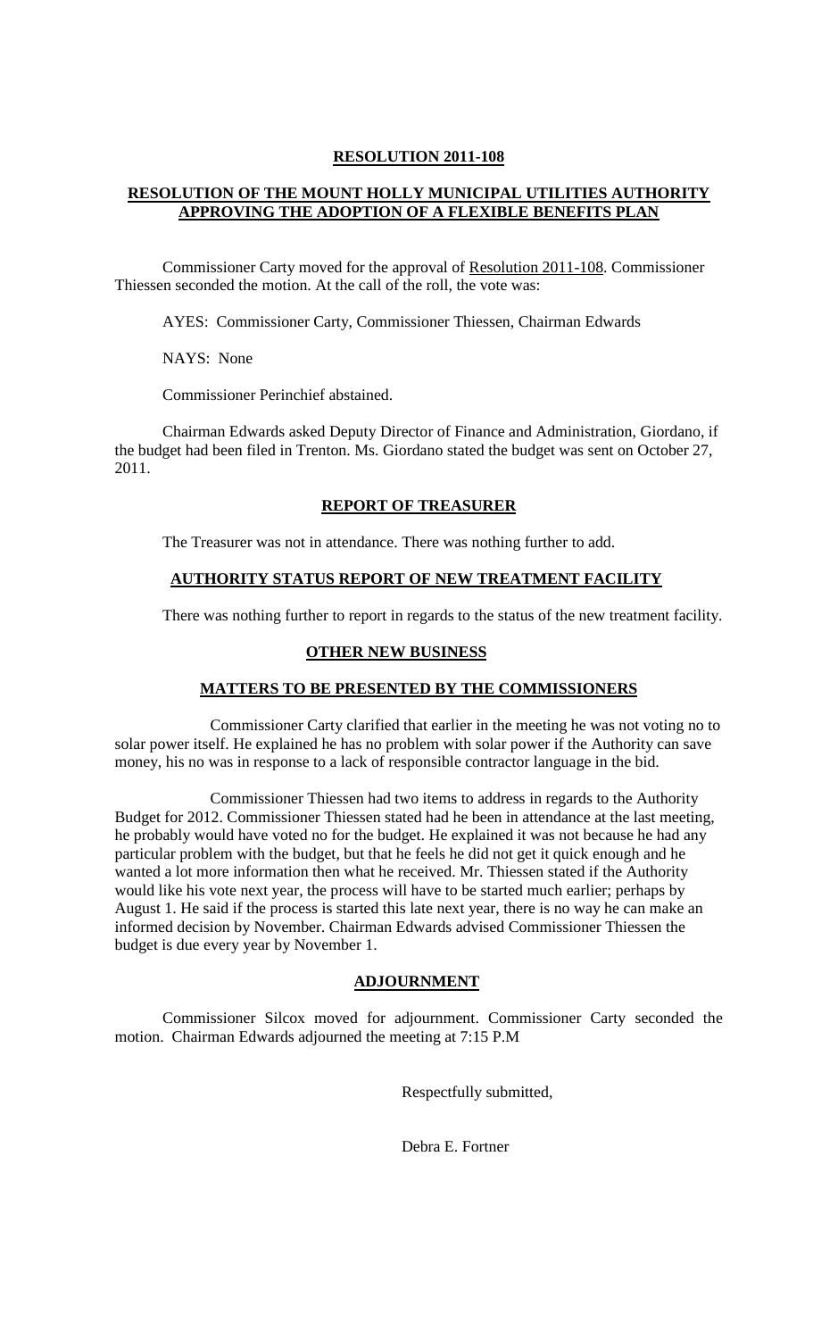**RESOLUTION 2011-108**

**RESOLUTION OF THE MOUNT HOLLY MUNICIPAL UTILITIES AUTHORITY APPROVING THE ADOPTION OF A FLEXIBLE BENEFITS PLAN**

Commissioner Carty moved for the approval of Resolution 2011-108. Commissioner Thiessen seconded the motion. At the call of the roll, the vote was:

AYES: Commissioner Carty, Commissioner Thiessen, Chairman Edwards

NAYS: None

Commissioner Perinchief abstained.

Chairman Edwards asked Deputy Director of Finance and Administration, Giordano, if the budget had been filed in Trenton. Ms. Giordano stated the budget was sent on October 27, 2011.

**REPORT OF TREASURER**

The Treasurer was not in attendance. There was nothing further to add.

**AUTHORITY STATUS REPORT OF NEW TREATMENT FACILITY**

There was nothing further to report in regards to the status of the new treatment facility.

**OTHER NEW BUSINESS**

**MATTERS TO BE PRESENTED BY THE COMMISSIONERS**

Commissioner Carty clarified that earlier in the meeting he was not voting no to solar power itself. He explained he has no problem with solar power if the Authority can save money, his no was in response to a lack of responsible contractor language in the bid.

Commissioner Thiessen had two items to address in regards to the Authority Budget for 2012. Commissioner Thiessen stated had he been in attendance at the last meeting, he probably would have voted no for the budget. He explained it was not because he had any particular problem with the budget, but that he feels he did not get it quick enough and he wanted a lot more information then what he received. Mr. Thiessen stated if the Authority would like his vote next year, the process will have to be started much earlier; perhaps by August 1. He said if the process is started this late next year, there is no way he can make an informed decision by November. Chairman Edwards advised Commissioner Thiessen the budget is due every year by November 1.

**ADJOURNMENT**

Commissioner Silcox moved for adjournment. Commissioner Carty seconded the motion. Chairman Edwards adjourned the meeting at 7:15 P.M

Respectfully submitted,

Debra E. Fortner